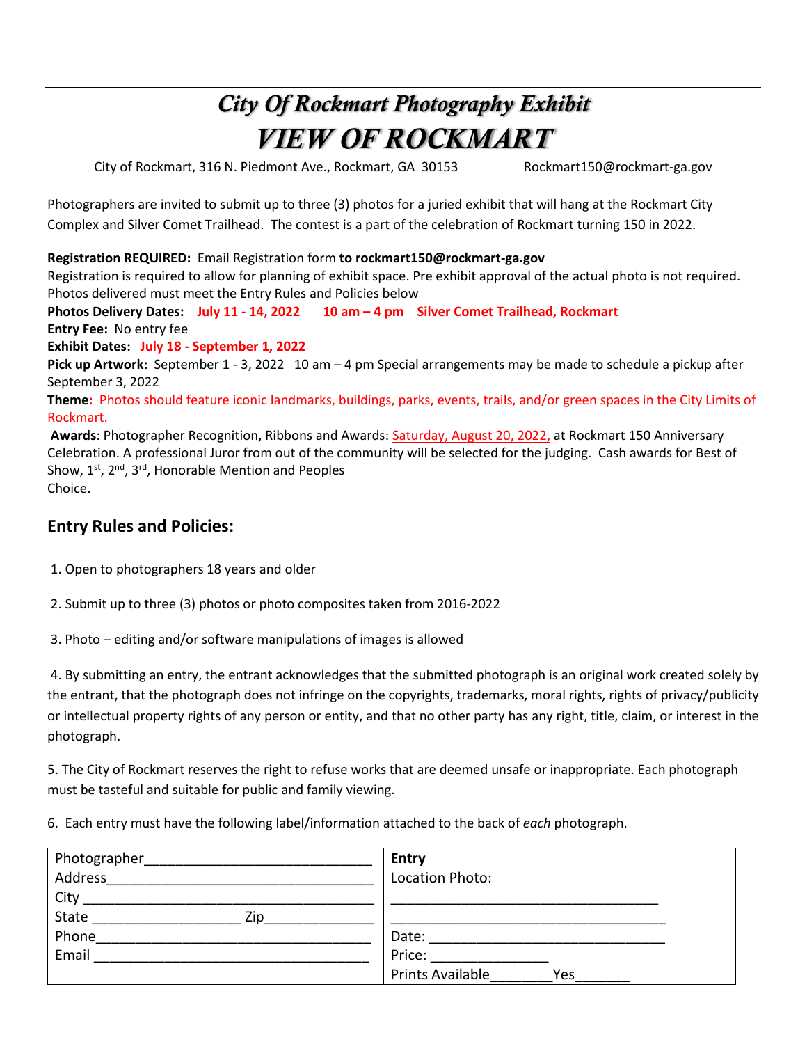# City Of Rockmart Photography Exhibit

# VIEW OF ROCKMART

City of Rockmart, 316 N. Piedmont Ave., Rockmart, GA 30153 Rockmart150@rockmart-ga.gov

Photographers are invited to submit up to three (3) photos for a juried exhibit that will hang at the Rockmart City Complex and Silver Comet Trailhead. The contest is a part of the celebration of Rockmart turning 150 in 2022.

**Registration REQUIRED:** Email Registration form **to rockmart150@rockmart-ga.gov**
Registration is required to allow for planning of exhibit space. Pre exhibit approval of the actual photo is not required. Photos delivered must meet the Entry Rules and Policies below

**Photos Delivery Dates:** **July 11 - 14, 2022 10 am – 4 pm Silver Comet Trailhead, Rockmart**

**Entry Fee:** No entry fee

**Exhibit Dates:** **July 18 - September 1, 2022**

**Pick up Artwork:** September 1 - 3, 2022 10 am – 4 pm Special arrangements may be made to schedule a pickup after September 3, 2022

**Theme:** Photos should feature iconic landmarks, buildings, parks, events, trails, and/or green spaces in the City Limits of Rockmart.

**Awards**: Photographer Recognition, Ribbons and Awards: Saturday, August 20, 2022, at Rockmart 150 Anniversary Celebration. A professional Juror from out of the community will be selected for the judging. Cash awards for Best of Show, 1st, 2nd, 3rd, Honorable Mention and Peoples Choice.

## Entry Rules and Policies:

1. Open to photographers 18 years and older
2. Submit up to three (3) photos or photo composites taken from 2016-2022
3. Photo – editing and/or software manipulations of images is allowed
4. By submitting an entry, the entrant acknowledges that the submitted photograph is an original work created solely by the entrant, that the photograph does not infringe on the copyrights, trademarks, moral rights, rights of privacy/publicity or intellectual property rights of any person or entity, and that no other party has any right, title, claim, or interest in the photograph.
5. The City of Rockmart reserves the right to refuse works that are deemed unsafe or inappropriate. Each photograph must be tasteful and suitable for public and family viewing.
6. Each entry must have the following label/information attached to the back of *each* photograph.

| Photographer___________________________ | **Entry** |
|---|---|
| Address______________________________ | Location Photo: |
| City _________________________________ | ______________________________ |
| State _______________ Zip_____________ | ______________________________ |
| Phone________________________________ | Date: __________________________ |
| Email ________________________________ | Price: _____________ |
| | Prints Available________Yes_______ |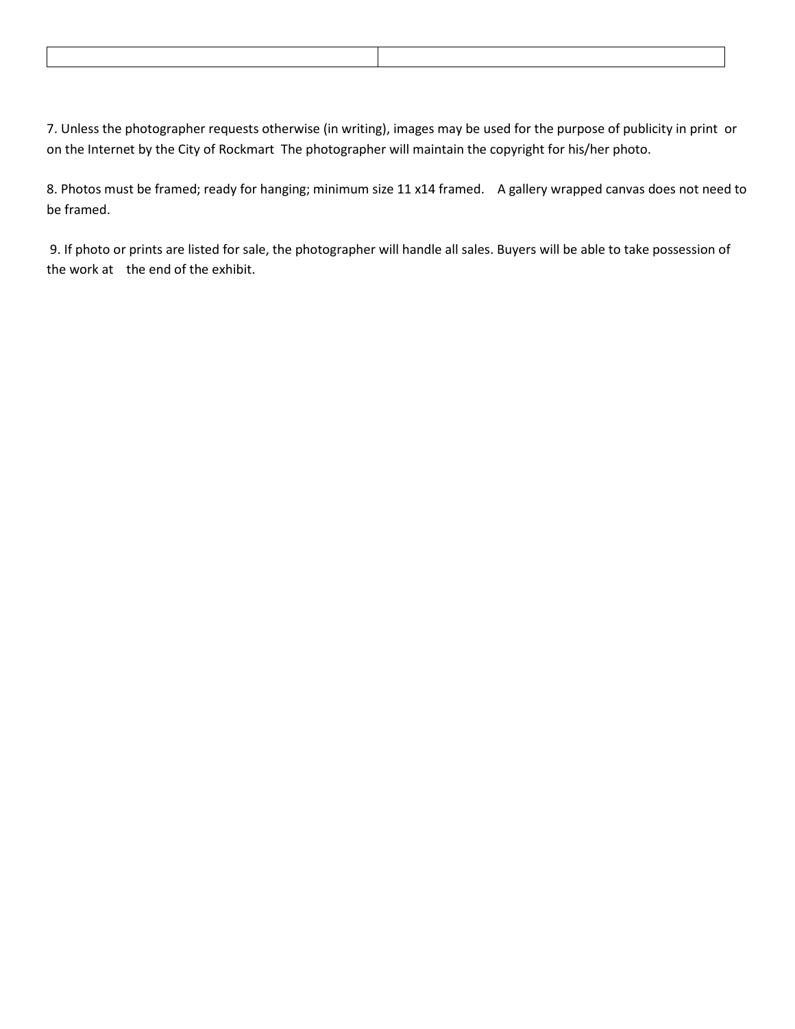| | |
|---|---|
| | |

7. Unless the photographer requests otherwise (in writing), images may be used for the purpose of publicity in print or on the Internet by the City of Rockmart The photographer will maintain the copyright for his/her photo.

8. Photos must be framed; ready for hanging; minimum size 11 x14 framed. A gallery wrapped canvas does not need to be framed.

9. If photo or prints are listed for sale, the photographer will handle all sales. Buyers will be able to take possession of the work at the end of the exhibit.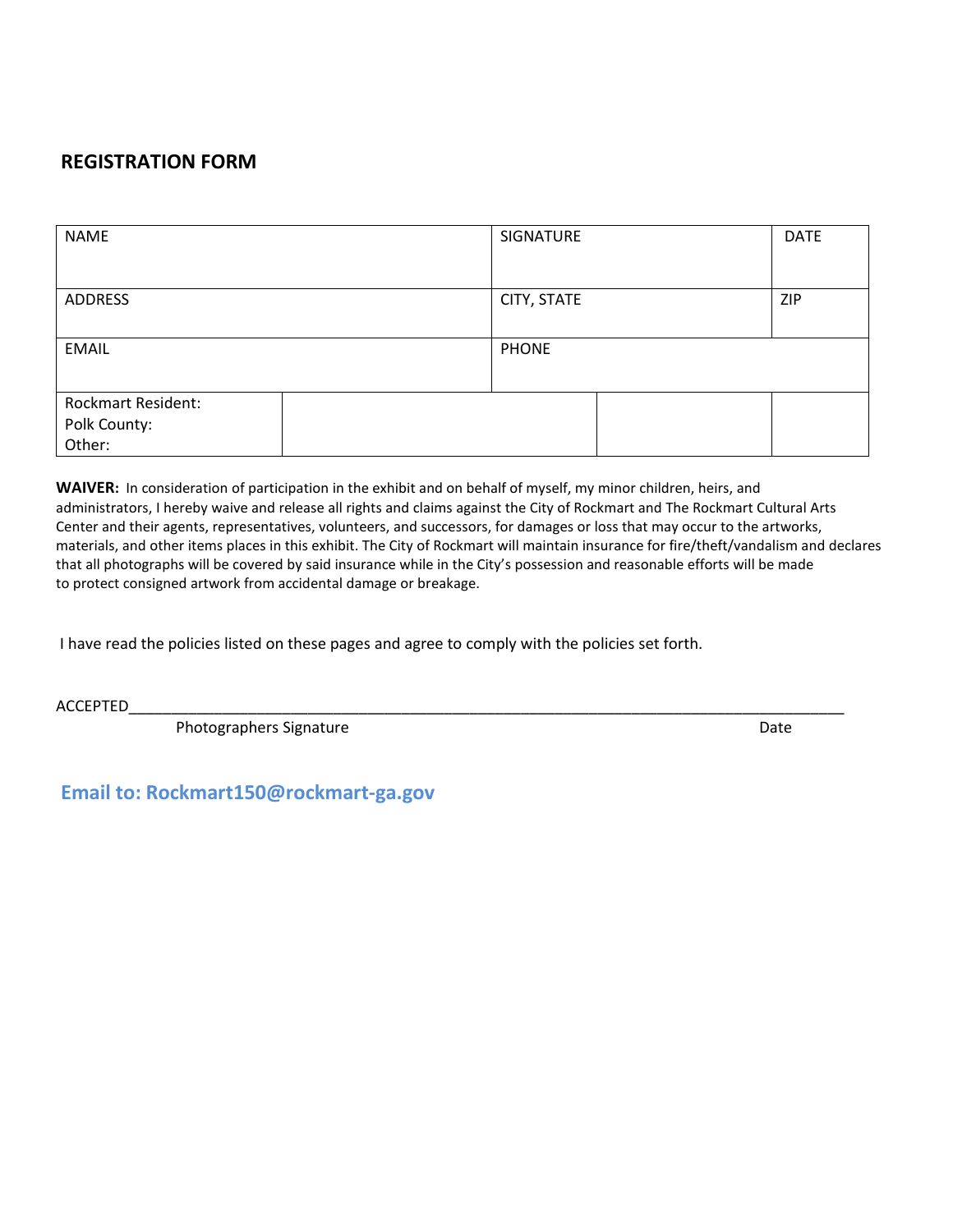## REGISTRATION FORM

| | | | |
|---|---|---|---|
| NAME | | SIGNATURE | DATE |
| ADDRESS | | CITY, STATE | ZIP |
| EMAIL | | PHONE | |
| Rockmart Resident:<br>Polk County:<br>Other: | | | |

**WAIVER:** In consideration of participation in the exhibit and on behalf of myself, my minor children, heirs, and administrators, I hereby waive and release all rights and claims against the City of Rockmart and The Rockmart Cultural Arts Center and their agents, representatives, volunteers, and successors, for damages or loss that may occur to the artworks, materials, and other items places in this exhibit. The City of Rockmart will maintain insurance for fire/theft/vandalism and declares that all photographs will be covered by said insurance while in the City's possession and reasonable efforts will be made to protect consigned artwork from accidental damage or breakage.

I have read the policies listed on these pages and agree to comply with the policies set forth.

ACCEPTED______________________________________________________________________________

Photographers Signature Date

**Email to: Rockmart150@rockmart-ga.gov**